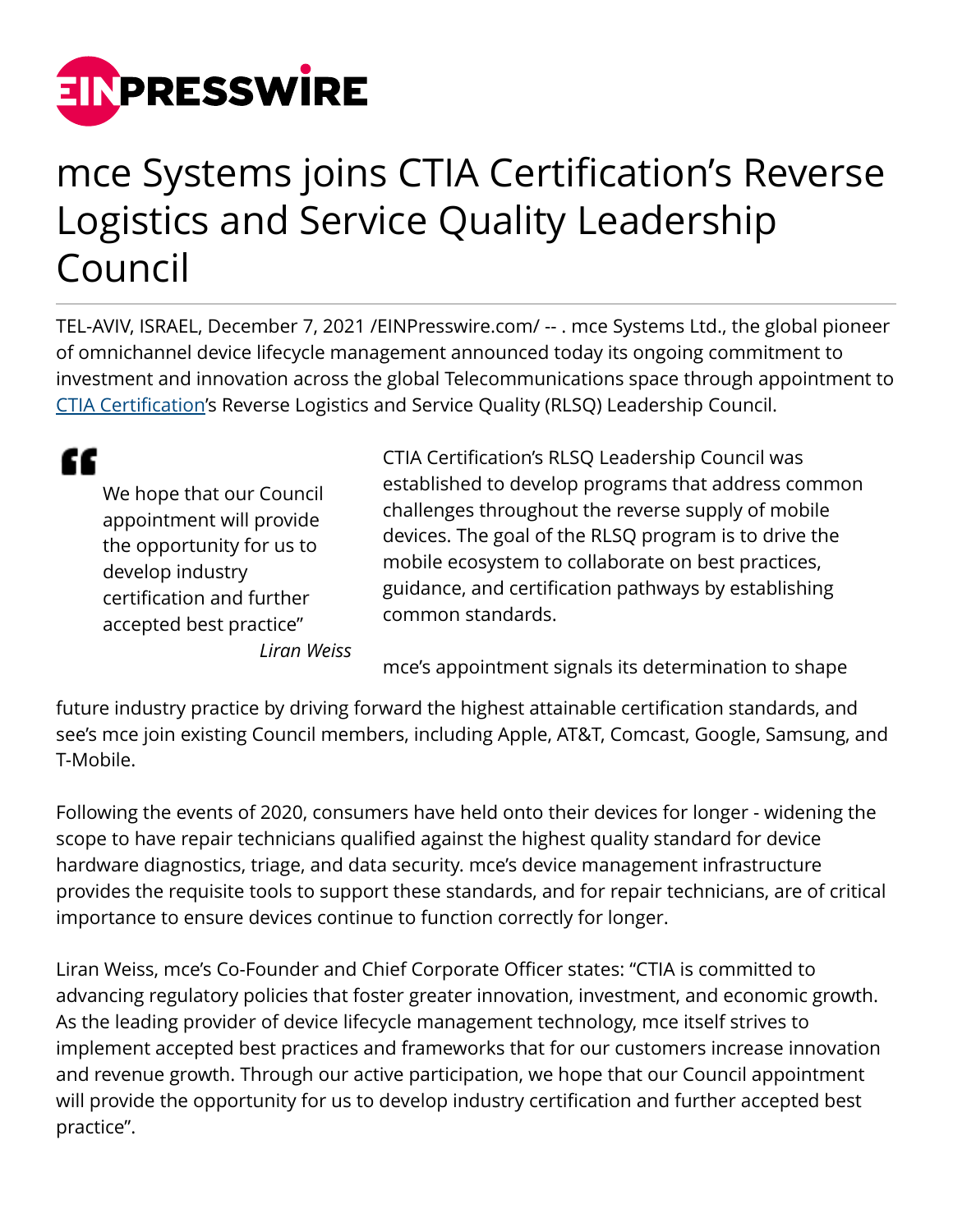# mce Systems joins CTIA Certification's Reverse Logistics and Service Quality Leadership Council

TEL-AVIV, ISRAEL, December 7, 2021 /EINPresswire.com/ -- . mce Systems Ltd., the global pioneer of omnichannel device lifecycle management announced today its ongoing commitment to investment and innovation across the global Telecommunications space through appointment to CTIA Certification's Reverse Logistics and Service Quality (RLSQ) Leadership Council.

> "We hope that our Council appointment will provide the opportunity for us to develop industry certification and further accepted best practice"
>
> *Liran Weiss*

CTIA Certification's RLSQ Leadership Council was established to develop programs that address common challenges throughout the reverse supply of mobile devices. The goal of the RLSQ program is to drive the mobile ecosystem to collaborate on best practices, guidance, and certification pathways by establishing common standards.

mce's appointment signals its determination to shape future industry practice by driving forward the highest attainable certification standards, and see's mce join existing Council members, including Apple, AT&T, Comcast, Google, Samsung, and T-Mobile.

Following the events of 2020, consumers have held onto their devices for longer - widening the scope to have repair technicians qualified against the highest quality standard for device hardware diagnostics, triage, and data security. mce's device management infrastructure provides the requisite tools to support these standards, and for repair technicians, are of critical importance to ensure devices continue to function correctly for longer.

Liran Weiss, mce's Co-Founder and Chief Corporate Officer states: "CTIA is committed to advancing regulatory policies that foster greater innovation, investment, and economic growth. As the leading provider of device lifecycle management technology, mce itself strives to implement accepted best practices and frameworks that for our customers increase innovation and revenue growth. Through our active participation, we hope that our Council appointment will provide the opportunity for us to develop industry certification and further accepted best practice".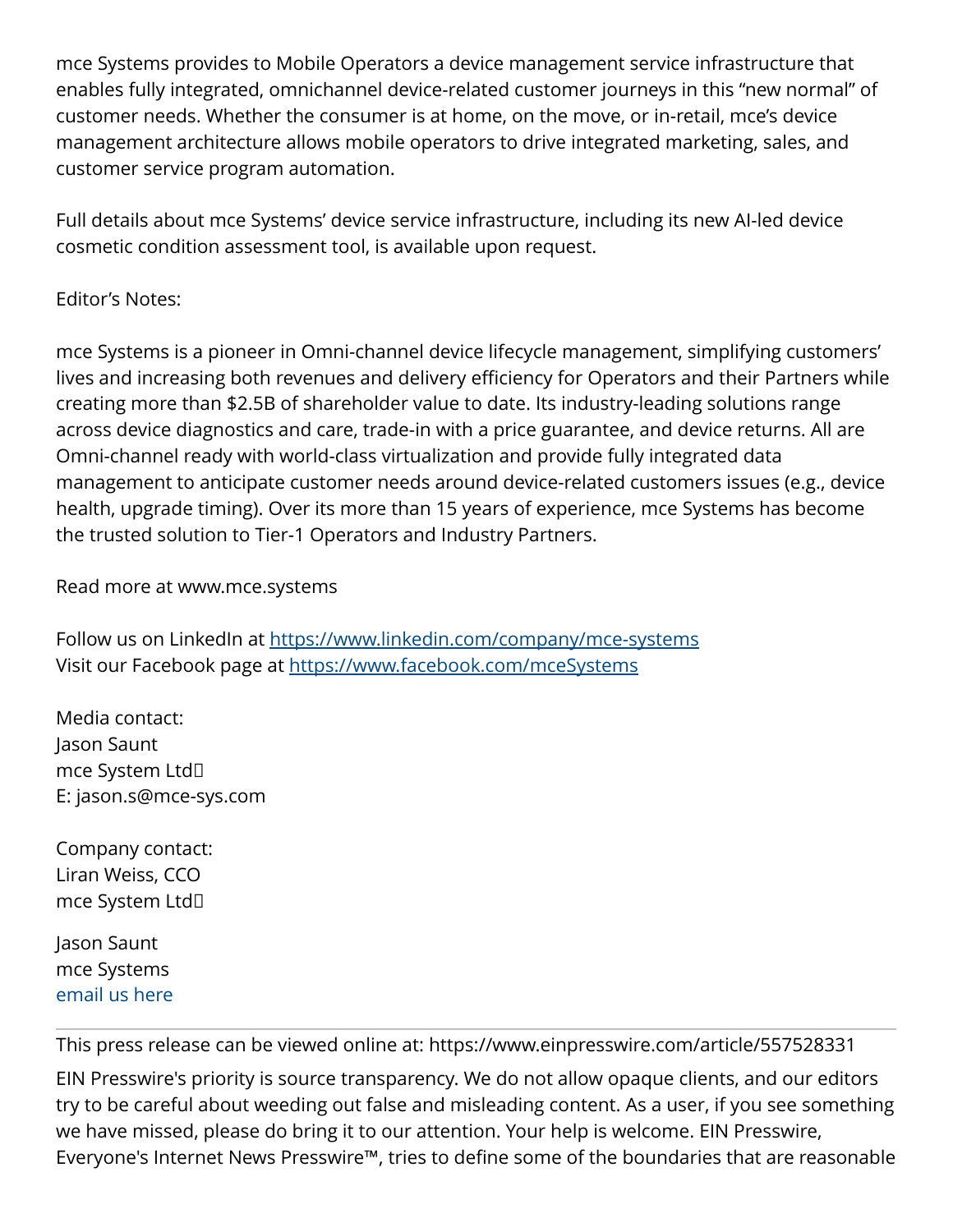mce Systems provides to Mobile Operators a device management service infrastructure that enables fully integrated, omnichannel device-related customer journeys in this "new normal" of customer needs. Whether the consumer is at home, on the move, or in-retail, mce's device management architecture allows mobile operators to drive integrated marketing, sales, and customer service program automation.

Full details about mce Systems' device service infrastructure, including its new AI-led device cosmetic condition assessment tool, is available upon request.

Editor's Notes:

mce Systems is a pioneer in Omni-channel device lifecycle management, simplifying customers' lives and increasing both revenues and delivery efficiency for Operators and their Partners while creating more than $2.5B of shareholder value to date. Its industry-leading solutions range across device diagnostics and care, trade-in with a price guarantee, and device returns. All are Omni-channel ready with world-class virtualization and provide fully integrated data management to anticipate customer needs around device-related customers issues (e.g., device health, upgrade timing). Over its more than 15 years of experience, mce Systems has become the trusted solution to Tier-1 Operators and Industry Partners.

Read more at www.mce.systems

Follow us on LinkedIn at https://www.linkedin.com/company/mce-systems
Visit our Facebook page at https://www.facebook.com/mceSystems

Media contact:
Jason Saunt
mce System Ltd
E: jason.s@mce-sys.com

Company contact:
Liran Weiss, CCO
mce System Ltd

Jason Saunt
mce Systems
email us here

---

This press release can be viewed online at: https://www.einpresswire.com/article/557528331

EIN Presswire's priority is source transparency. We do not allow opaque clients, and our editors try to be careful about weeding out false and misleading content. As a user, if you see something we have missed, please do bring it to our attention. Your help is welcome. EIN Presswire, Everyone's Internet News Presswire™, tries to define some of the boundaries that are reasonable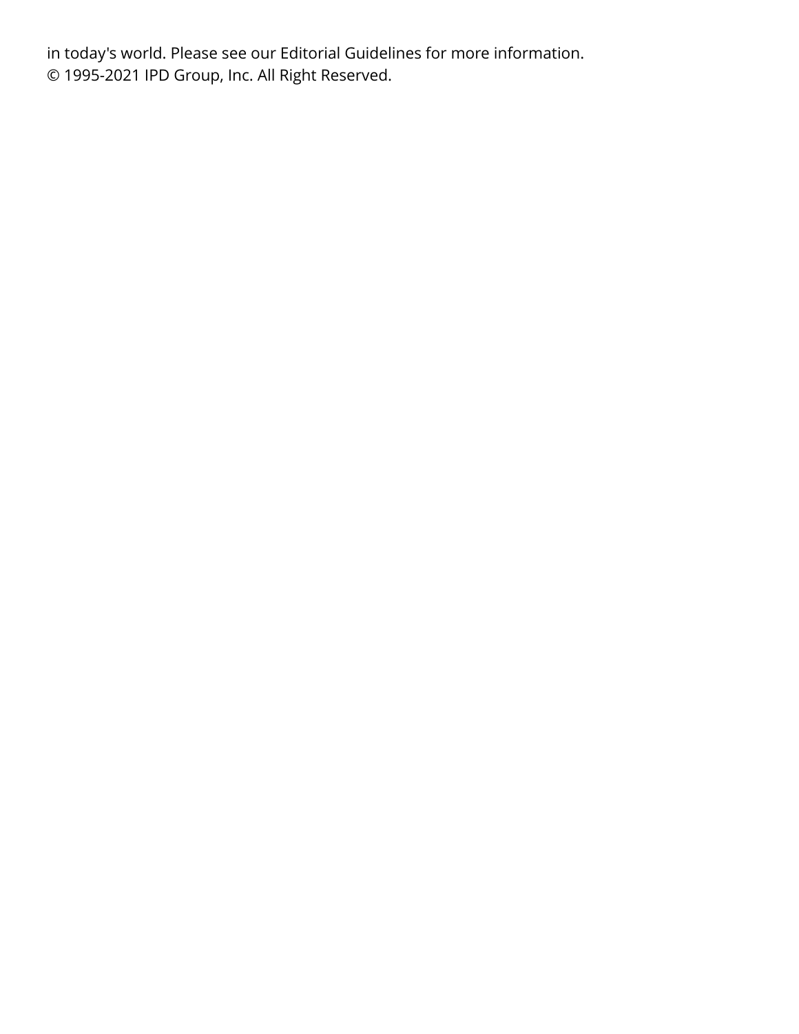in today's world. Please see our Editorial Guidelines for more information.
© 1995-2021 IPD Group, Inc. All Right Reserved.